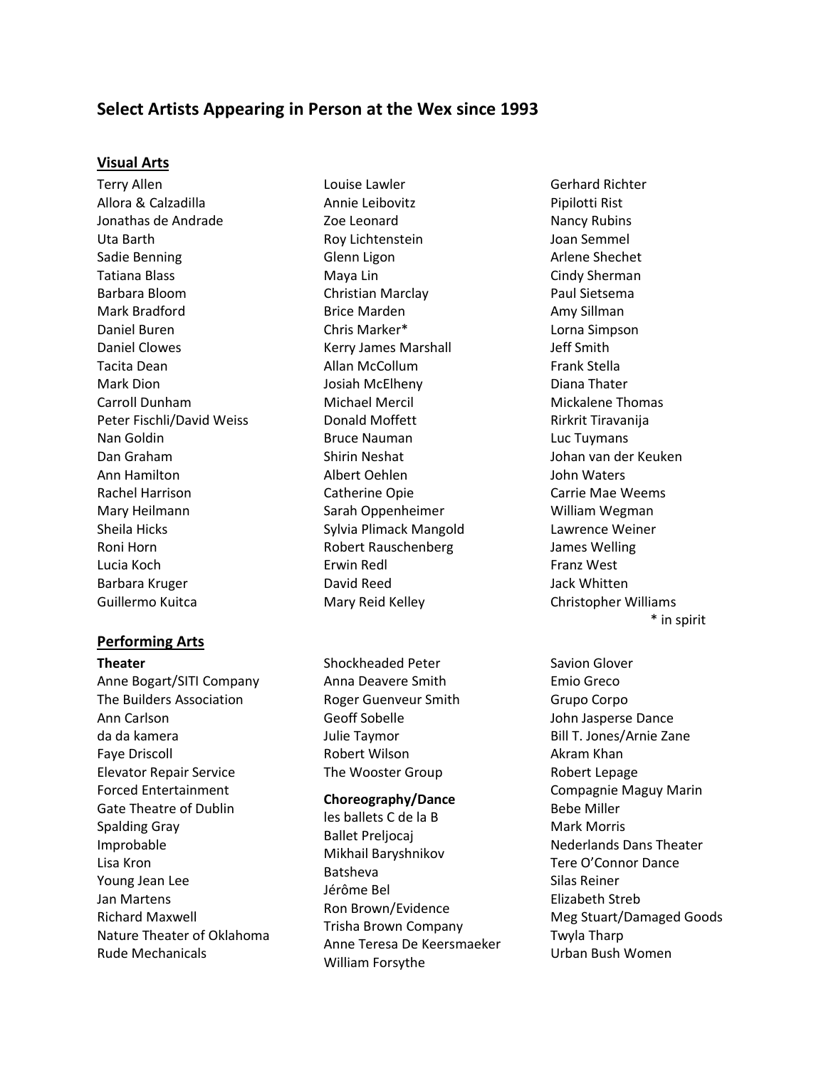# Select Artists Appearing in Person at the Wex since 1993

## Visual Arts

Terry Allen
Allora & Calzadilla
Jonathas de Andrade
Uta Barth
Sadie Benning
Tatiana Blass
Barbara Bloom
Mark Bradford
Daniel Buren
Daniel Clowes
Tacita Dean
Mark Dion
Carroll Dunham
Peter Fischli/David Weiss
Nan Goldin
Dan Graham
Ann Hamilton
Rachel Harrison
Mary Heilmann
Sheila Hicks
Roni Horn
Lucia Koch
Barbara Kruger
Guillermo Kuitca
Louise Lawler
Annie Leibovitz
Zoe Leonard
Roy Lichtenstein
Glenn Ligon
Maya Lin
Christian Marclay
Brice Marden
Chris Marker*
Kerry James Marshall
Allan McCollum
Josiah McElheny
Michael Mercil
Donald Moffett
Bruce Nauman
Shirin Neshat
Albert Oehlen
Catherine Opie
Sarah Oppenheimer
Sylvia Plimack Mangold
Robert Rauschenberg
Erwin Redl
David Reed
Mary Reid Kelley
Gerhard Richter
Pipilotti Rist
Nancy Rubins
Joan Semmel
Arlene Shechet
Cindy Sherman
Paul Sietsema
Amy Sillman
Lorna Simpson
Jeff Smith
Frank Stella
Diana Thater
Mickalene Thomas
Rirkrit Tiravanija
Luc Tuymans
Johan van der Keuken
John Waters
Carrie Mae Weems
William Wegman
Lawrence Weiner
James Welling
Franz West
Jack Whitten
Christopher Williams

\* in spirit

## Performing Arts

### Theater

Anne Bogart/SITI Company
The Builders Association
Ann Carlson
da da kamera
Faye Driscoll
Elevator Repair Service
Forced Entertainment
Gate Theatre of Dublin
Spalding Gray
Improbable
Lisa Kron
Young Jean Lee
Jan Martens
Richard Maxwell
Nature Theater of Oklahoma
Rude Mechanicals
Shockheaded Peter
Anna Deavere Smith
Roger Guenveur Smith
Geoff Sobelle
Julie Taymor
Robert Wilson
The Wooster Group

### Choreography/Dance

les ballets C de la B
Ballet Preljocaj
Mikhail Baryshnikov
Batsheva
Jérôme Bel
Ron Brown/Evidence
Trisha Brown Company
Anne Teresa De Keersmaeker
William Forsythe
Savion Glover
Emio Greco
Grupo Corpo
John Jasperse Dance
Bill T. Jones/Arnie Zane
Akram Khan
Robert Lepage
Compagnie Maguy Marin
Bebe Miller
Mark Morris
Nederlands Dans Theater
Tere O'Connor Dance
Silas Reiner
Elizabeth Streb
Meg Stuart/Damaged Goods
Twyla Tharp
Urban Bush Women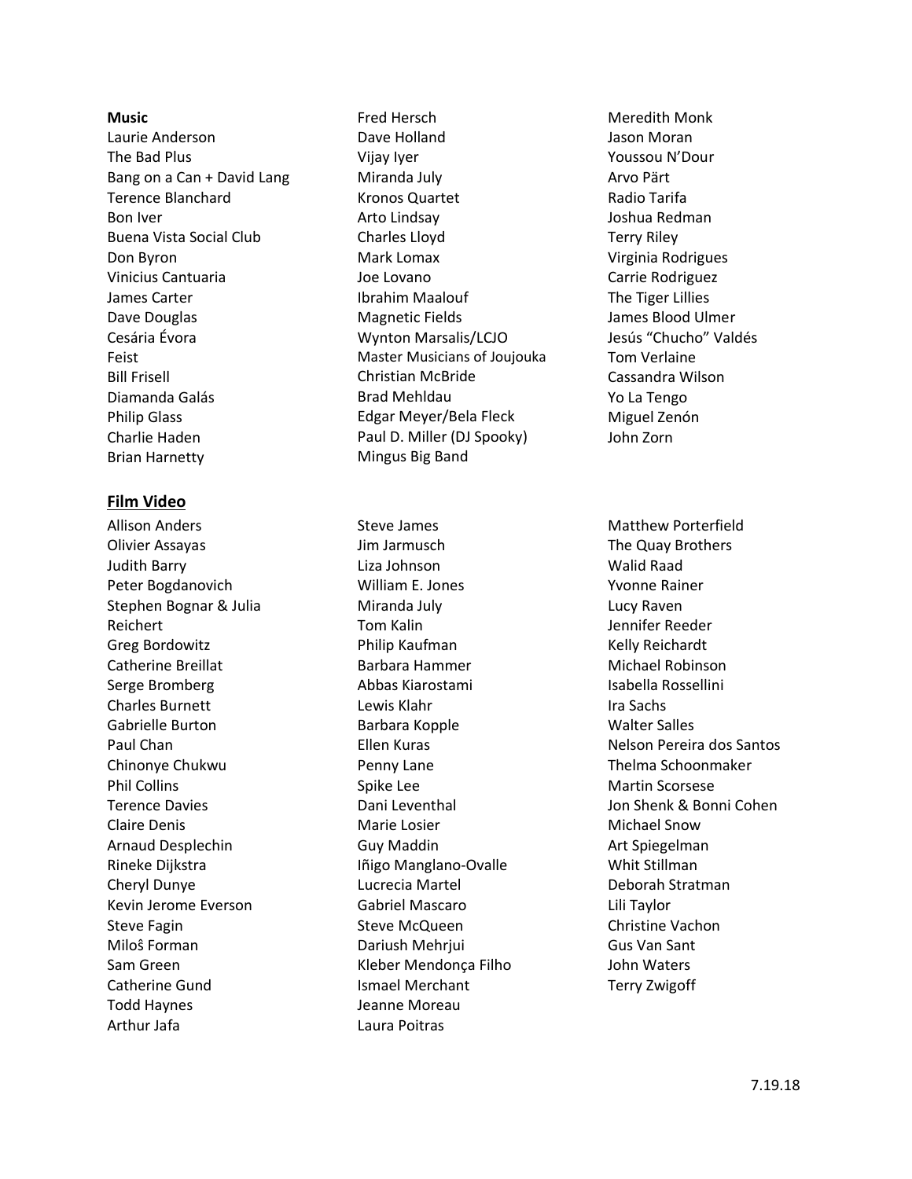**Music**

Laurie Anderson
The Bad Plus
Bang on a Can + David Lang
Terence Blanchard
Bon Iver
Buena Vista Social Club
Don Byron
Vinicius Cantuaria
James Carter
Dave Douglas
Cesária Évora
Feist
Bill Frisell
Diamanda Galás
Philip Glass
Charlie Haden
Brian Harnetty
Fred Hersch
Dave Holland
Vijay Iyer
Miranda July
Kronos Quartet
Arto Lindsay
Charles Lloyd
Mark Lomax
Joe Lovano
Ibrahim Maalouf
Magnetic Fields
Wynton Marsalis/LCJO
Master Musicians of Joujouka
Christian McBride
Brad Mehldau
Edgar Meyer/Bela Fleck
Paul D. Miller (DJ Spooky)
Mingus Big Band
Meredith Monk
Jason Moran
Youssou N'Dour
Arvo Pärt
Radio Tarifa
Joshua Redman
Terry Riley
Virginia Rodrigues
Carrie Rodriguez
The Tiger Lillies
James Blood Ulmer
Jesús "Chucho" Valdés
Tom Verlaine
Cassandra Wilson
Yo La Tengo
Miguel Zenón
John Zorn

## Film Video

Allison Anders
Olivier Assayas
Judith Barry
Peter Bogdanovich
Stephen Bognar & Julia Reichert
Greg Bordowitz
Catherine Breillat
Serge Bromberg
Charles Burnett
Gabrielle Burton
Paul Chan
Chinonye Chukwu
Phil Collins
Terence Davies
Claire Denis
Arnaud Desplechin
Rineke Dijkstra
Cheryl Dunye
Kevin Jerome Everson
Steve Fagin
Miloŝ Forman
Sam Green
Catherine Gund
Todd Haynes
Arthur Jafa
Steve James
Jim Jarmusch
Liza Johnson
William E. Jones
Miranda July
Tom Kalin
Philip Kaufman
Barbara Hammer
Abbas Kiarostami
Lewis Klahr
Barbara Kopple
Ellen Kuras
Penny Lane
Spike Lee
Dani Leventhal
Marie Losier
Guy Maddin
Iñigo Manglano-Ovalle
Lucrecia Martel
Gabriel Mascaro
Steve McQueen
Dariush Mehrjui
Kleber Mendonça Filho
Ismael Merchant
Jeanne Moreau
Laura Poitras
Matthew Porterfield
The Quay Brothers
Walid Raad
Yvonne Rainer
Lucy Raven
Jennifer Reeder
Kelly Reichardt
Michael Robinson
Isabella Rossellini
Ira Sachs
Walter Salles
Nelson Pereira dos Santos
Thelma Schoonmaker
Martin Scorsese
Jon Shenk & Bonni Cohen
Michael Snow
Art Spiegelman
Whit Stillman
Deborah Stratman
Lili Taylor
Christine Vachon
Gus Van Sant
John Waters
Terry Zwigoff

7.19.18